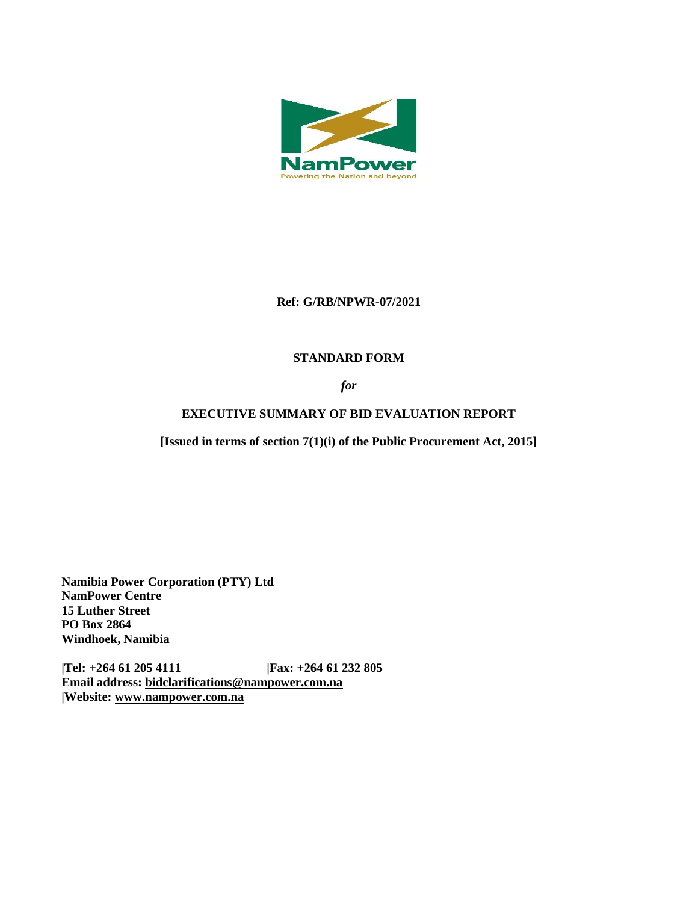NamPower

Powering the Nation and beyond

**Ref: G/RB/NPWR-07/2021**

**STANDARD FORM**

***for***

**EXECUTIVE SUMMARY OF BID EVALUATION REPORT**

**[Issued in terms of section 7(1)(i) of the Public Procurement Act, 2015]**

**Namibia Power Corporation (PTY) Ltd**
**NamPower Centre**
**15 Luther Street**
**PO Box 2864**
**Windhoek, Namibia**

**|Tel: +264 61 205 4111 |Fax: +264 61 232 805**
**Email address: bidclarifications@nampower.com.na**
**|Website: www.nampower.com.na**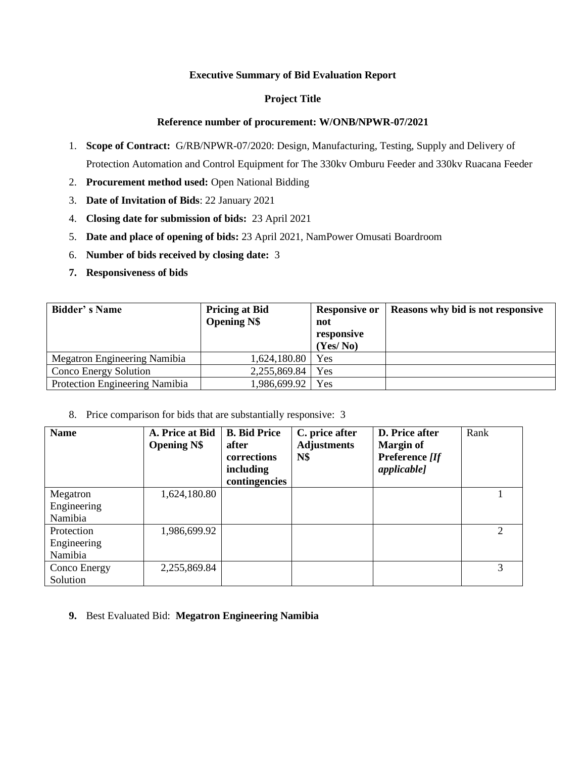**Executive Summary of Bid Evaluation Report**

**Project Title**

**Reference number of procurement: W/ONB/NPWR-07/2021**

1. **Scope of Contract:** G/RB/NPWR-07/2020: Design, Manufacturing, Testing, Supply and Delivery of Protection Automation and Control Equipment for The 330kv Omburu Feeder and 330kv Ruacana Feeder
2. **Procurement method used:** Open National Bidding
3. **Date of Invitation of Bids**: 22 January 2021
4. **Closing date for submission of bids:** 23 April 2021
5. **Date and place of opening of bids:** 23 April 2021, NamPower Omusati Boardroom
6. **Number of bids received by closing date:** 3
7. **Responsiveness of bids**

| **Bidder' s Name** | **Pricing at Bid Opening N$** | **Responsive or not responsive (Yes/ No)** | **Reasons why bid is not responsive** |
|---|---|---|---|
| Megatron Engineering Namibia | 1,624,180.80 | Yes | |
| Conco Energy Solution | 2,255,869.84 | Yes | |
| Protection Engineering Namibia | 1,986,699.92 | Yes | |

8. Price comparison for bids that are substantially responsive: 3

| **Name** | **A. Price at Bid Opening N$** | **B. Bid Price after corrections including contingencies** | **C. price after Adjustments N$** | **D. Price after Margin of Preference *[If applicable]*** | Rank |
|---|---|---|---|---|---|
| Megatron Engineering Namibia | 1,624,180.80 | | | | 1 |
| Protection Engineering Namibia | 1,986,699.92 | | | | 2 |
| Conco Energy Solution | 2,255,869.84 | | | | 3 |

9. Best Evaluated Bid: **Megatron Engineering Namibia**